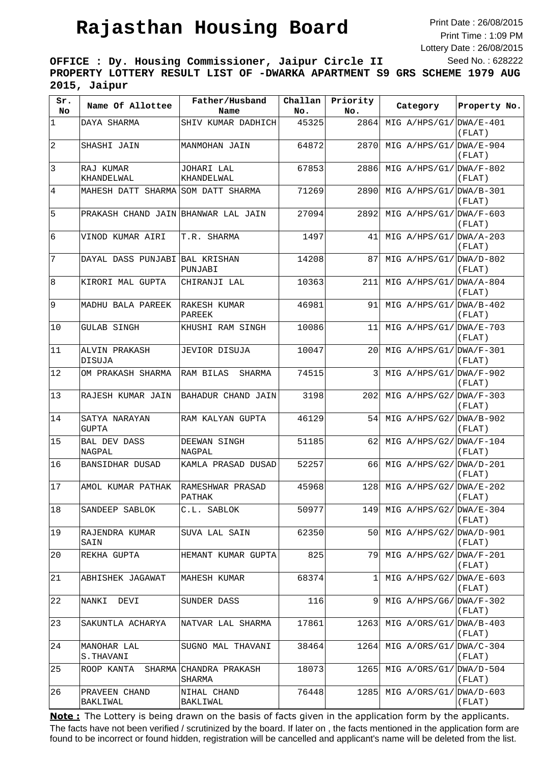# Rajasthan Housing Board

Print Date : 26/08/2015
Print Time : 1:09 PM
Lottery Date : 26/08/2015
Seed No. : 628222

**OFFICE : Dy. Housing Commissioner, Jaipur Circle II**

**PROPERTY LOTTERY RESULT LIST OF -DWARKA APARTMENT S9 GRS SCHEME 1979 AUG 2015, Jaipur**

| Sr. No | Name Of Allottee | Father/Husband Name | Challan No. | Priority No. | Category | Property No. |
|---|---|---|---|---|---|---|
| 1 | DAYA SHARMA | SHIV KUMAR DADHICH | 45325 | 2864 | MIG A/HPS/G1/ | DWA/E-401 (FLAT) |
| 2 | SHASHI JAIN | MANMOHAN JAIN | 64872 | 2870 | MIG A/HPS/G1/ | DWA/E-904 (FLAT) |
| 3 | RAJ KUMAR KHANDELWAL | JOHARI LAL KHANDELWAL | 67853 | 2886 | MIG A/HPS/G1/ | DWA/F-802 (FLAT) |
| 4 | MAHESH DATT SHARMA | SOM DATT SHARMA | 71269 | 2890 | MIG A/HPS/G1/ | DWA/B-301 (FLAT) |
| 5 | PRAKASH CHAND JAIN | BHANWAR LAL JAIN | 27094 | 2892 | MIG A/HPS/G1/ | DWA/F-603 (FLAT) |
| 6 | VINOD KUMAR AIRI | T.R. SHARMA | 1497 | 41 | MIG A/HPS/G1/ | DWA/A-203 (FLAT) |
| 7 | DAYAL DASS PUNJABI | BAL KRISHAN PUNJABI | 14208 | 87 | MIG A/HPS/G1/ | DWA/D-802 (FLAT) |
| 8 | KIRORI MAL GUPTA | CHIRANJI LAL | 10363 | 211 | MIG A/HPS/G1/ | DWA/A-804 (FLAT) |
| 9 | MADHU BALA PAREEK | RAKESH KUMAR PAREEK | 46981 | 91 | MIG A/HPS/G1/ | DWA/B-402 (FLAT) |
| 10 | GULAB SINGH | KHUSHI RAM SINGH | 10086 | 11 | MIG A/HPS/G1/ | DWA/E-703 (FLAT) |
| 11 | ALVIN PRAKASH DISUJA | JEVIOR DISUJA | 10047 | 20 | MIG A/HPS/G1/ | DWA/F-301 (FLAT) |
| 12 | OM PRAKASH SHARMA | RAM BILAS SHARMA | 74515 | 3 | MIG A/HPS/G1/ | DWA/F-902 (FLAT) |
| 13 | RAJESH KUMAR JAIN | BAHADUR CHAND JAIN | 3198 | 202 | MIG A/HPS/G2/ | DWA/F-303 (FLAT) |
| 14 | SATYA NARAYAN GUPTA | RAM KALYAN GUPTA | 46129 | 54 | MIG A/HPS/G2/ | DWA/B-902 (FLAT) |
| 15 | BAL DEV DASS NAGPAL | DEEWAN SINGH NAGPAL | 51185 | 62 | MIG A/HPS/G2/ | DWA/F-104 (FLAT) |
| 16 | BANSIDHAR DUSAD | KAMLA PRASAD DUSAD | 52257 | 66 | MIG A/HPS/G2/ | DWA/D-201 (FLAT) |
| 17 | AMOL KUMAR PATHAK | RAMESHWAR PRASAD PATHAK | 45968 | 128 | MIG A/HPS/G2/ | DWA/E-202 (FLAT) |
| 18 | SANDEEP SABLOK | C.L. SABLOK | 50977 | 149 | MIG A/HPS/G2/ | DWA/E-304 (FLAT) |
| 19 | RAJENDRA KUMAR SAIN | SUVA LAL SAIN | 62350 | 50 | MIG A/HPS/G2/ | DWA/D-901 (FLAT) |
| 20 | REKHA GUPTA | HEMANT KUMAR GUPTA | 825 | 79 | MIG A/HPS/G2/ | DWA/F-201 (FLAT) |
| 21 | ABHISHEK JAGAWAT | MAHESH KUMAR | 68374 | 1 | MIG A/HPS/G2/ | DWA/E-603 (FLAT) |
| 22 | NANKI DEVI | SUNDER DASS | 116 | 9 | MIG A/HPS/G6/ | DWA/F-302 (FLAT) |
| 23 | SAKUNTLA ACHARYA | NATVAR LAL SHARMA | 17861 | 1263 | MIG A/ORS/G1/ | DWA/B-403 (FLAT) |
| 24 | MANOHAR LAL S.THAVANI | SUGNO MAL THAVANI | 38464 | 1264 | MIG A/ORS/G1/ | DWA/C-304 (FLAT) |
| 25 | ROOP KANTA SHARMA | CHANDRA PRAKASH SHARMA | 18073 | 1265 | MIG A/ORS/G1/ | DWA/D-504 (FLAT) |
| 26 | PRAVEEN CHAND BAKLIWAL | NIHAL CHAND BAKLIWAL | 76448 | 1285 | MIG A/ORS/G1/ | DWA/D-603 (FLAT) |

**Note :** The Lottery is being drawn on the basis of facts given in the application form by the applicants. The facts have not been verified / scrutinized by the board. If later on , the facts mentioned in the application form are found to be incorrect or found hidden, registration will be cancelled and applicant's name will be deleted from the list.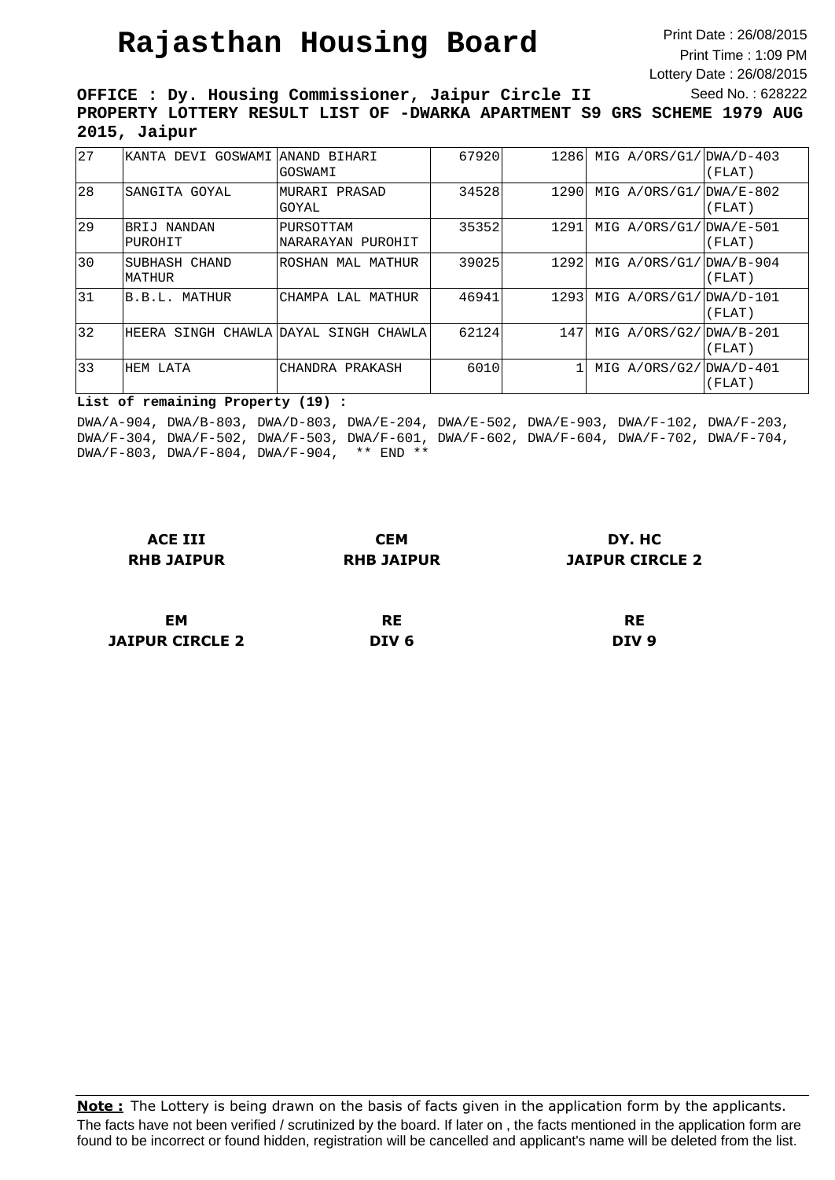# Rajasthan Housing Board

Print Date : 26/08/2015
Print Time : 1:09 PM
Lottery Date : 26/08/2015
Seed No. : 628222

**OFFICE : Dy. Housing Commissioner, Jaipur Circle II**
**PROPERTY LOTTERY RESULT LIST OF -DWARKA APARTMENT S9 GRS SCHEME 1979 AUG 2015, Jaipur**

| | | | | | | |
|---|---|---|---|---|---|---|
| 27 | KANTA DEVI GOSWAMI | ANAND BIHARI GOSWAMI | 67920 | 1286 | MIG A/ORS/G1/ | DWA/D-403 (FLAT) |
| 28 | SANGITA GOYAL | MURARI PRASAD GOYAL | 34528 | 1290 | MIG A/ORS/G1/ | DWA/E-802 (FLAT) |
| 29 | BRIJ NANDAN PUROHIT | PURSOTTAM NARARAYAN PUROHIT | 35352 | 1291 | MIG A/ORS/G1/ | DWA/E-501 (FLAT) |
| 30 | SUBHASH CHAND MATHUR | ROSHAN MAL MATHUR | 39025 | 1292 | MIG A/ORS/G1/ | DWA/B-904 (FLAT) |
| 31 | B.B.L. MATHUR | CHAMPA LAL MATHUR | 46941 | 1293 | MIG A/ORS/G1/ | DWA/D-101 (FLAT) |
| 32 | HEERA SINGH CHAWLA | DAYAL SINGH CHAWLA | 62124 | 147 | MIG A/ORS/G2/ | DWA/B-201 (FLAT) |
| 33 | HEM LATA | CHANDRA PRAKASH | 6010 | 1 | MIG A/ORS/G2/ | DWA/D-401 (FLAT) |

**List of remaining Property (19) :**

DWA/A-904, DWA/B-803, DWA/D-803, DWA/E-204, DWA/E-502, DWA/E-903, DWA/F-102, DWA/F-203, DWA/F-304, DWA/F-502, DWA/F-503, DWA/F-601, DWA/F-602, DWA/F-604, DWA/F-702, DWA/F-704, DWA/F-803, DWA/F-804, DWA/F-904, ** END **

| | | |
|---|---|---|
| **ACE III**<br>**RHB JAIPUR** | **CEM**<br>**RHB JAIPUR** | **DY. HC**<br>**JAIPUR CIRCLE 2** |
| **EM**<br>**JAIPUR CIRCLE 2** | **RE**<br>**DIV 6** | **RE**<br>**DIV 9** |

**Note :** The Lottery is being drawn on the basis of facts given in the application form by the applicants. The facts have not been verified / scrutinized by the board. If later on , the facts mentioned in the application form are found to be incorrect or found hidden, registration will be cancelled and applicant's name will be deleted from the list.